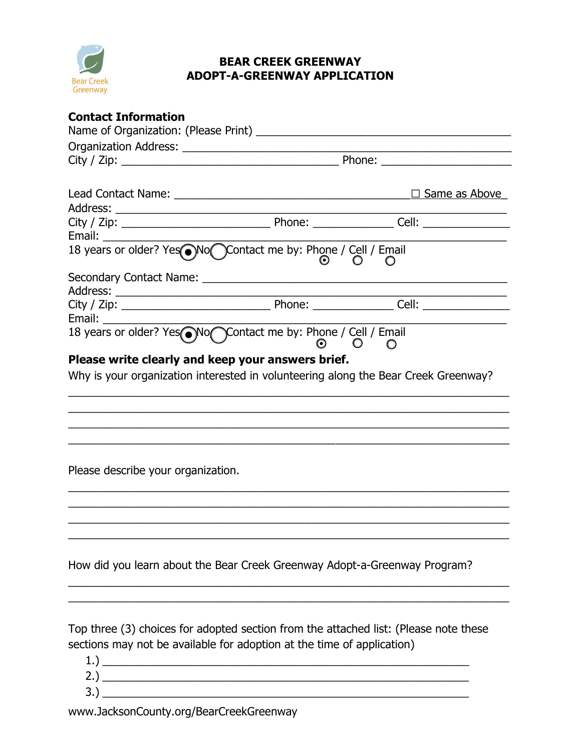Bear Creek Greenway

# BEAR CREEK GREENWAY
# ADOPT-A-GREENWAY APPLICATION

**Contact Information**

Name of Organization: (Please Print) ____________________________________________

Organization Address: ______________________________________________________

City / Zip: ____________________________________ Phone: _____________________

Lead Contact Name: ________________________________________ ☐ Same as Above

Address: __________________________________________________________________

City / Zip: _________________________ Phone: _____________ Cell: _____________

Email: ____________________________________________________________________

18 years or older? Yes ◉ No ○ Contact me by: Phone ◉ / Cell ○ / Email ○

Secondary Contact Name: ____________________________________________________

Address: __________________________________________________________________

City / Zip: _________________________ Phone: _____________ Cell: _____________

Email: ____________________________________________________________________

18 years or older? Yes ◉ No ○ Contact me by: Phone ◉ / Cell ○ / Email ○

**Please write clearly and keep your answers brief.**

Why is your organization interested in volunteering along the Bear Creek Greenway?

__________________________________________________________________________

__________________________________________________________________________

__________________________________________________________________________

__________________________________________________________________________

Please describe your organization.

__________________________________________________________________________

__________________________________________________________________________

__________________________________________________________________________

__________________________________________________________________________

How did you learn about the Bear Creek Greenway Adopt-a-Greenway Program?

__________________________________________________________________________

__________________________________________________________________________

Top three (3) choices for adopted section from the attached list: (Please note these sections may not be available for adoption at the time of application)

1.) ____________________________________________________________

2.) ____________________________________________________________

3.) ____________________________________________________________

www.JacksonCounty.org/BearCreekGreenway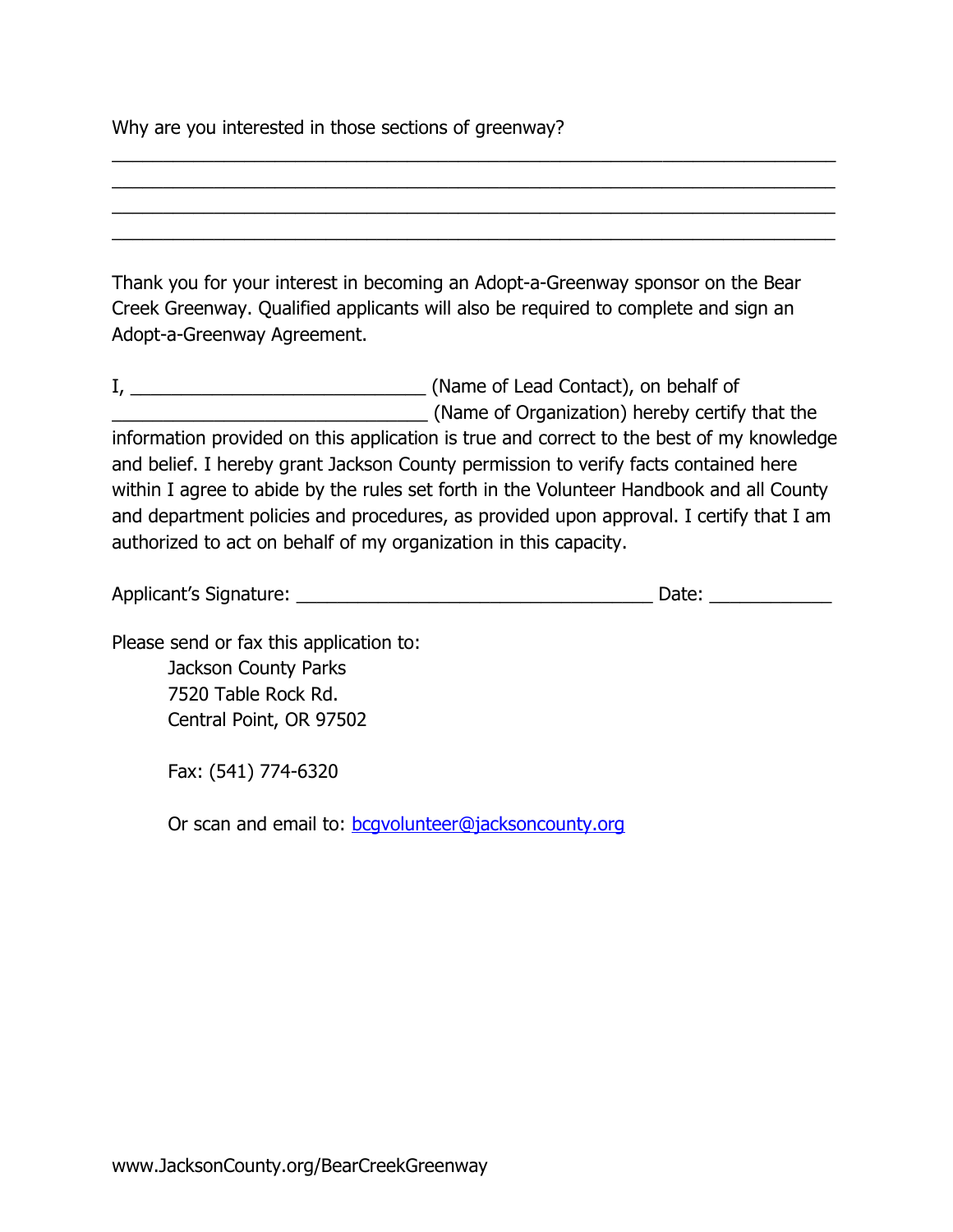Why are you interested in those sections of greenway?

_________________________________________________________________________
_________________________________________________________________________
_________________________________________________________________________
_________________________________________________________________________

Thank you for your interest in becoming an Adopt-a-Greenway sponsor on the Bear Creek Greenway. Qualified applicants will also be required to complete and sign an Adopt-a-Greenway Agreement.

I, ______________________________ (Name of Lead Contact), on behalf of ________________________________ (Name of Organization) hereby certify that the information provided on this application is true and correct to the best of my knowledge and belief. I hereby grant Jackson County permission to verify facts contained here within I agree to abide by the rules set forth in the Volunteer Handbook and all County and department policies and procedures, as provided upon approval. I certify that I am authorized to act on behalf of my organization in this capacity.

Applicant's Signature: ____________________________________ Date: ____________

Please send or fax this application to:

Jackson County Parks
7520 Table Rock Rd.
Central Point, OR 97502

Fax: (541) 774-6320

Or scan and email to: bcgvolunteer@jacksoncounty.org

www.JacksonCounty.org/BearCreekGreenway